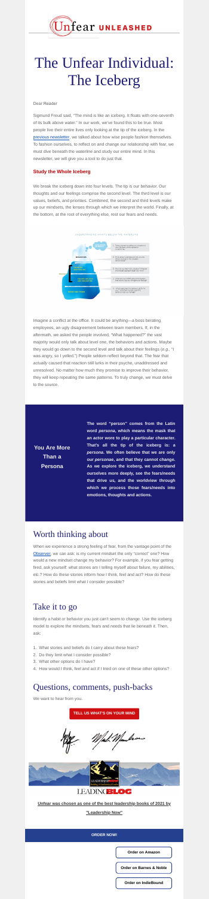Unfear UNLEASHED

# The Unfear Individual: The Iceberg

Dear Reader

Sigmund Freud said, "The mind is like an iceberg. It floats with one-seventh of its bulk above water." In our work, we've found this to be true. Most people live their entire lives only looking at the tip of the iceberg. In the previous newsletter, we talked about how wise people fashion themselves. To fashion ourselves, to reflect on and change our relationship with fear, we must dive beneath the waterline and study our entire mind. In this newsletter, we will give you a tool to do just that.

**Study the Whole Iceberg**

We break the iceberg down into four levels. The tip is our behavior. Our thoughts and our feelings comprise the second level. The third level is our values, beliefs, and priorities. Combined, the second and third levels make up our mindsets, the lenses through which we interpret the world. Finally, at the bottom, at the root of everything else, rest our fears and needs.

UNDERSTANDING WHAT'S BELOW THE WATERLINE

BEHAVIORS

THOUGHTS AND FEELINGS

VALUES, BELIEFS AND PRIORITIES

FEARS AND NEEDS

Imagine a conflict at the office. It could be anything—a boss berating employees, an ugly disagreement between team members. If, in the aftermath, we asked the people involved, "What happened?" the vast majority would only talk about level one, the behaviors and actions. Maybe they would go down to the second level and talk about their feelings (*e.g.*, "I was angry, so I yelled.") People seldom reflect beyond that. The fear that *actually* caused that reaction still lurks in their psyche, unaddressed and unresolved. No matter how much they promise to improve their behavior, they will keep repeating the same patterns. To truly change, we must delve to the source.

**You Are More Than a Persona**

**The word "person" comes from the Latin word *persona*, which means the mask that an actor wore to play a particular character. That's all the tip of the iceberg is: a *persona*. We often believe that we are only our *personae*, and that they cannot change. As we explore the iceberg, we understand ourselves more deeply, see the fears/needs that drive us, and the worldview through which we process those fears/needs into emotions, thoughts and actions.**

## Worth thinking about

When we experience a strong feeling of fear, from the vantage point of the Observer, we can ask: is my current mindset the only "correct" one? How would a new mindset change my behavior? For example, if you fear getting fired, ask yourself: what stories am I telling myself about failure, my abilities, etc.? How do these stories inform how I think, feel and act? How do these stories and beliefs limit what I consider possible?

## Take it to go

Identify a habit or behavior you just can't seem to change. Use the iceberg model to explore the mindsets, fears and needs that lie beneath it. Then, ask:

1. What stories and beliefs do I carry about these fears?
2. Do they limit what I consider possible?
3. What other options do I have?
4. How would I think, feel and act if I tried on one of these other options?

## Questions, comments, push-backs

We want to hear from you.

TELL US WHAT'S ON YOUR MIND

LEADINGBLOG

**Unfear was chosen as one of the best leadership books of 2021 by "Leadership Now"**

ORDER NOW!

Order on Amazon

Order on Barnes & Noble

Order on IndieBound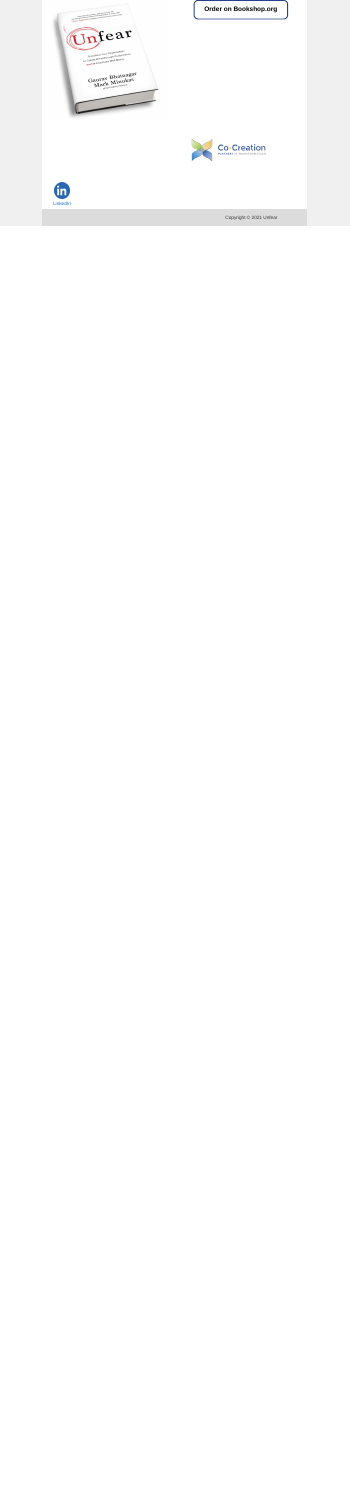Order on Bookshop.org

Co-Creation

LinkedIn

Copyright © 2021 UnFear